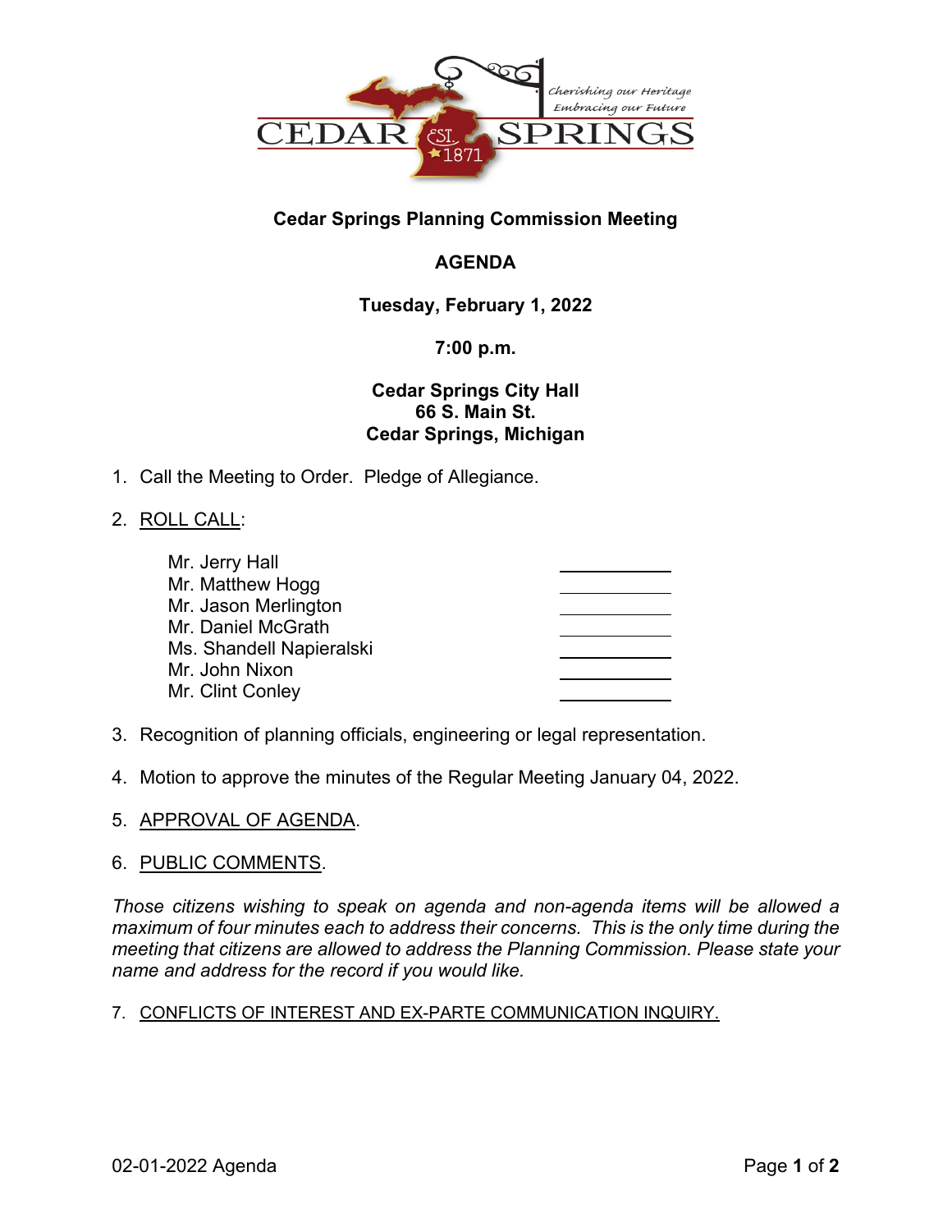CEDAR SPRINGS

Cherishing our Heritage
Embracing our Future

EST. 1871

**Cedar Springs Planning Commission Meeting**

**AGENDA**

**Tuesday, February 1, 2022**

**7:00 p.m.**

**Cedar Springs City Hall**
**66 S. Main St.**
**Cedar Springs, Michigan**

1. Call the Meeting to Order. Pledge of Allegiance.

2. ROLL CALL:

   Mr. Jerry Hall ____________
   Mr. Matthew Hogg ____________
   Mr. Jason Merlington ____________
   Mr. Daniel McGrath ____________
   Ms. Shandell Napieralski ____________
   Mr. John Nixon ____________
   Mr. Clint Conley ____________

3. Recognition of planning officials, engineering or legal representation.

4. Motion to approve the minutes of the Regular Meeting January 04, 2022.

5. APPROVAL OF AGENDA.

6. PUBLIC COMMENTS.

*Those citizens wishing to speak on agenda and non-agenda items will be allowed a maximum of four minutes each to address their concerns. This is the only time during the meeting that citizens are allowed to address the Planning Commission. Please state your name and address for the record if you would like.*

7. CONFLICTS OF INTEREST AND EX-PARTE COMMUNICATION INQUIRY.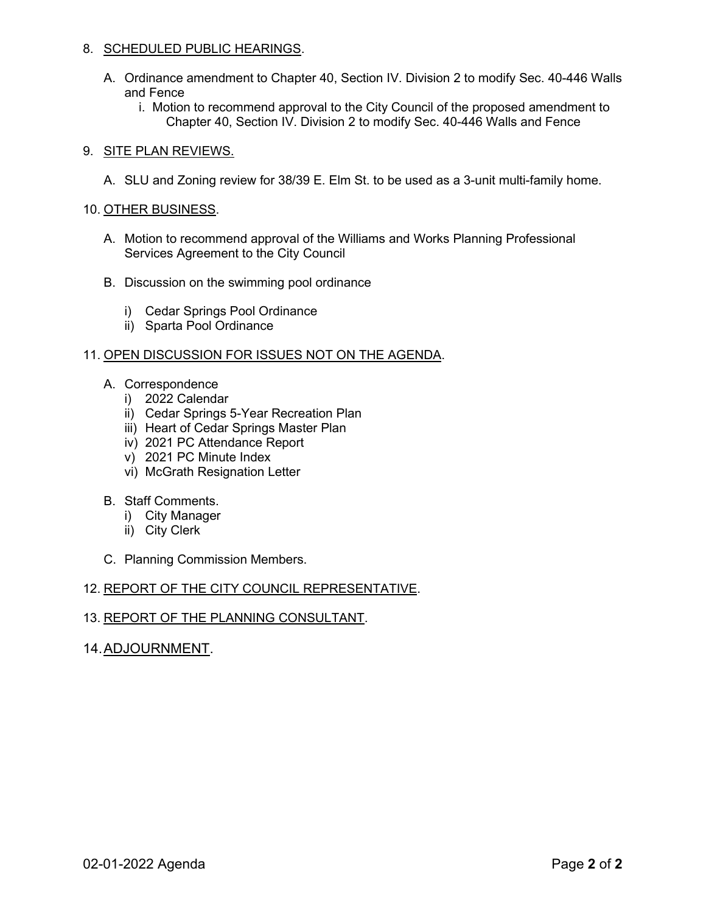8. SCHEDULED PUBLIC HEARINGS.

   A. Ordinance amendment to Chapter 40, Section IV. Division 2 to modify Sec. 40-446 Walls and Fence
      i. Motion to recommend approval to the City Council of the proposed amendment to Chapter 40, Section IV. Division 2 to modify Sec. 40-446 Walls and Fence

9. SITE PLAN REVIEWS.

   A. SLU and Zoning review for 38/39 E. Elm St. to be used as a 3-unit multi-family home.

10. OTHER BUSINESS.

    A. Motion to recommend approval of the Williams and Works Planning Professional Services Agreement to the City Council

    B. Discussion on the swimming pool ordinance

       i) Cedar Springs Pool Ordinance
       ii) Sparta Pool Ordinance

11. OPEN DISCUSSION FOR ISSUES NOT ON THE AGENDA.

    A. Correspondence
       i) 2022 Calendar
       ii) Cedar Springs 5-Year Recreation Plan
       iii) Heart of Cedar Springs Master Plan
       iv) 2021 PC Attendance Report
       v) 2021 PC Minute Index
       vi) McGrath Resignation Letter

    B. Staff Comments.
       i) City Manager
       ii) City Clerk

    C. Planning Commission Members.

12. REPORT OF THE CITY COUNCIL REPRESENTATIVE.

13. REPORT OF THE PLANNING CONSULTANT.

14. ADJOURNMENT.